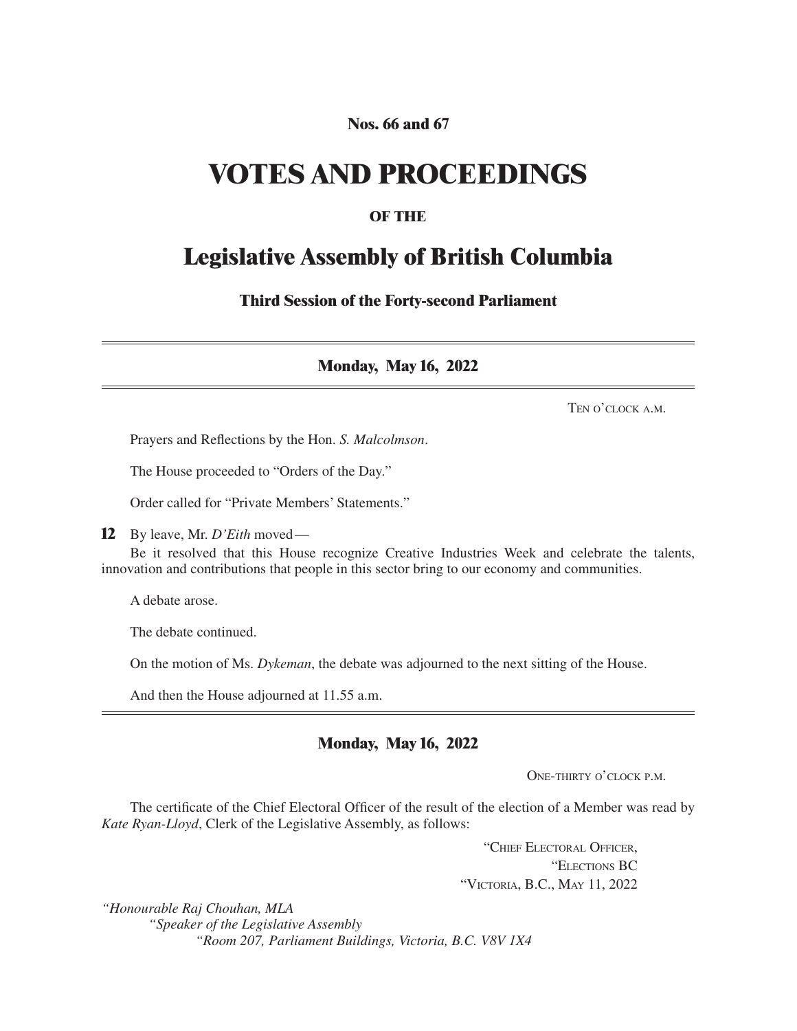**Nos. 66 and 67**

# VOTES AND PROCEEDINGS

**OF THE**

## Legislative Assembly of British Columbia

**Third Session of the Forty-second Parliament**

---

### Monday, May 16, 2022

Ten o'clock a.m.

Prayers and Reflections by the Hon. *S. Malcolmson*.

The House proceeded to "Orders of the Day."

Order called for "Private Members' Statements."

**12** By leave, Mr. *D'Eith* moved—

Be it resolved that this House recognize Creative Industries Week and celebrate the talents, innovation and contributions that people in this sector bring to our economy and communities.

A debate arose.

The debate continued.

On the motion of Ms. *Dykeman*, the debate was adjourned to the next sitting of the House.

And then the House adjourned at 11.55 a.m.

---

### Monday, May 16, 2022

One-thirty o'clock p.m.

The certificate of the Chief Electoral Officer of the result of the election of a Member was read by *Kate Ryan-Lloyd*, Clerk of the Legislative Assembly, as follows:

"Chief Electoral Officer,
"Elections BC
"Victoria, B.C., May 11, 2022

*"Honourable Raj Chouhan, MLA*
*"Speaker of the Legislative Assembly*
*"Room 207, Parliament Buildings, Victoria, B.C. V8V 1X4*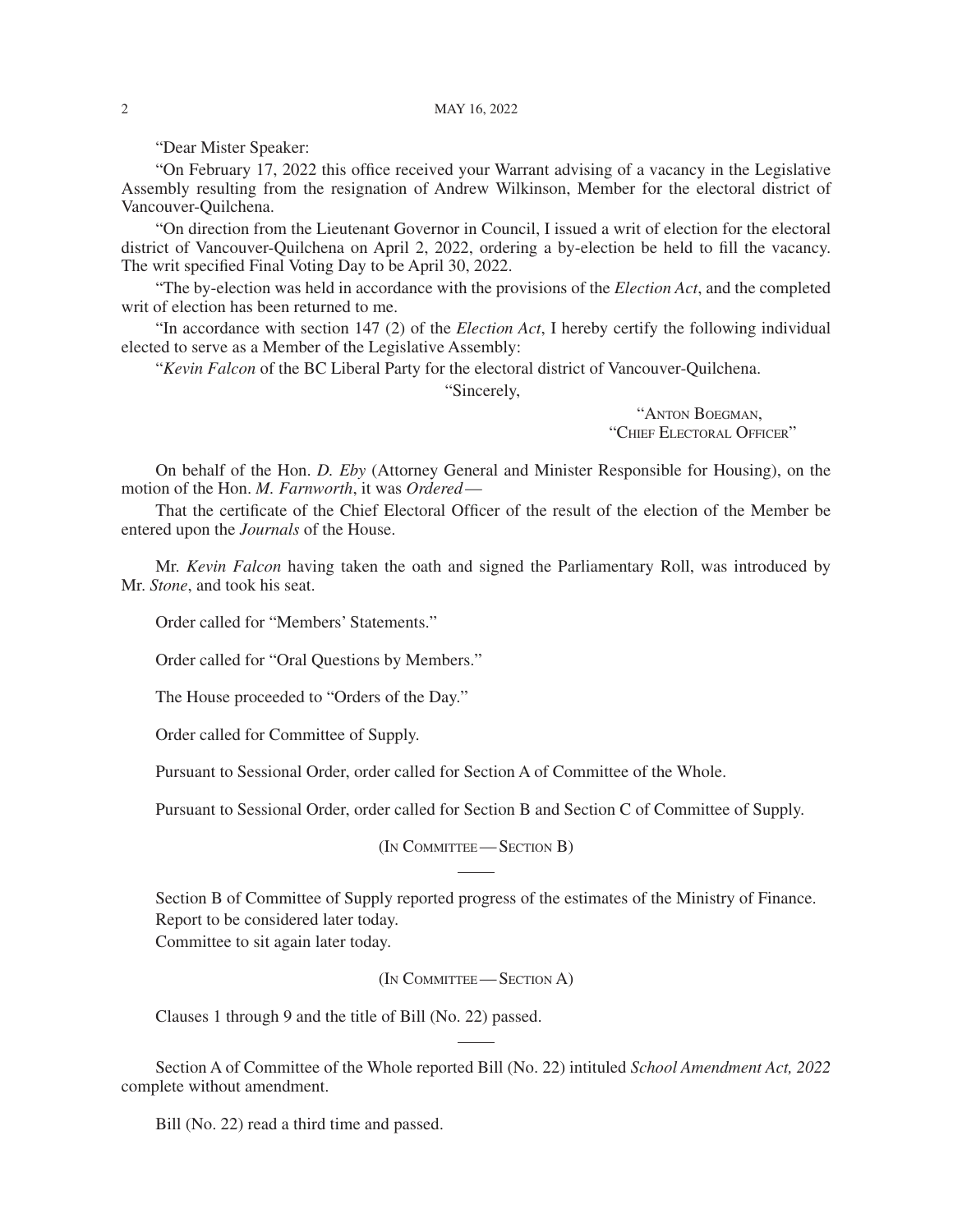"Dear Mister Speaker:

"On February 17, 2022 this office received your Warrant advising of a vacancy in the Legislative Assembly resulting from the resignation of Andrew Wilkinson, Member for the electoral district of Vancouver-Quilchena.

"On direction from the Lieutenant Governor in Council, I issued a writ of election for the electoral district of Vancouver-Quilchena on April 2, 2022, ordering a by-election be held to fill the vacancy. The writ specified Final Voting Day to be April 30, 2022.

"The by-election was held in accordance with the provisions of the *Election Act*, and the completed writ of election has been returned to me.

"In accordance with section 147 (2) of the *Election Act*, I hereby certify the following individual elected to serve as a Member of the Legislative Assembly:

"*Kevin Falcon* of the BC Liberal Party for the electoral district of Vancouver-Quilchena.

"Sincerely,

"Anton Boegman,
"Chief Electoral Officer"

On behalf of the Hon. *D. Eby* (Attorney General and Minister Responsible for Housing), on the motion of the Hon. *M. Farnworth*, it was *Ordered*—

That the certificate of the Chief Electoral Officer of the result of the election of the Member be entered upon the *Journals* of the House.

Mr. *Kevin Falcon* having taken the oath and signed the Parliamentary Roll, was introduced by Mr. *Stone*, and took his seat.

Order called for "Members' Statements."

Order called for "Oral Questions by Members."

The House proceeded to "Orders of the Day."

Order called for Committee of Supply.

Pursuant to Sessional Order, order called for Section A of Committee of the Whole.

Pursuant to Sessional Order, order called for Section B and Section C of Committee of Supply.

(In Committee—Section B)

Section B of Committee of Supply reported progress of the estimates of the Ministry of Finance.

Report to be considered later today.

Committee to sit again later today.

(In Committee—Section A)

Clauses 1 through 9 and the title of Bill (No. 22) passed.

Section A of Committee of the Whole reported Bill (No. 22) intituled *School Amendment Act, 2022* complete without amendment.

Bill (No. 22) read a third time and passed.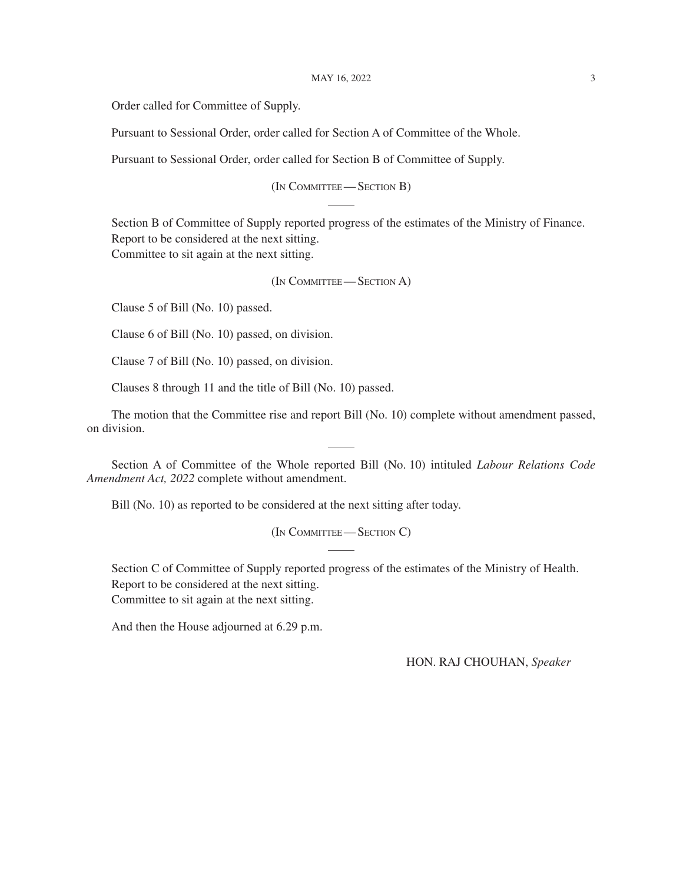Order called for Committee of Supply.

Pursuant to Sessional Order, order called for Section A of Committee of the Whole.

Pursuant to Sessional Order, order called for Section B of Committee of Supply.

(In Committee — Section B)

Section B of Committee of Supply reported progress of the estimates of the Ministry of Finance.
Report to be considered at the next sitting.
Committee to sit again at the next sitting.

(In Committee — Section A)

Clause 5 of Bill (No. 10) passed.

Clause 6 of Bill (No. 10) passed, on division.

Clause 7 of Bill (No. 10) passed, on division.

Clauses 8 through 11 and the title of Bill (No. 10) passed.

The motion that the Committee rise and report Bill (No. 10) complete without amendment passed, on division.

Section A of Committee of the Whole reported Bill (No. 10) intituled *Labour Relations Code Amendment Act, 2022* complete without amendment.

Bill (No. 10) as reported to be considered at the next sitting after today.

(In Committee — Section C)

Section C of Committee of Supply reported progress of the estimates of the Ministry of Health.
Report to be considered at the next sitting.
Committee to sit again at the next sitting.

And then the House adjourned at 6.29 p.m.

HON. RAJ CHOUHAN, *Speaker*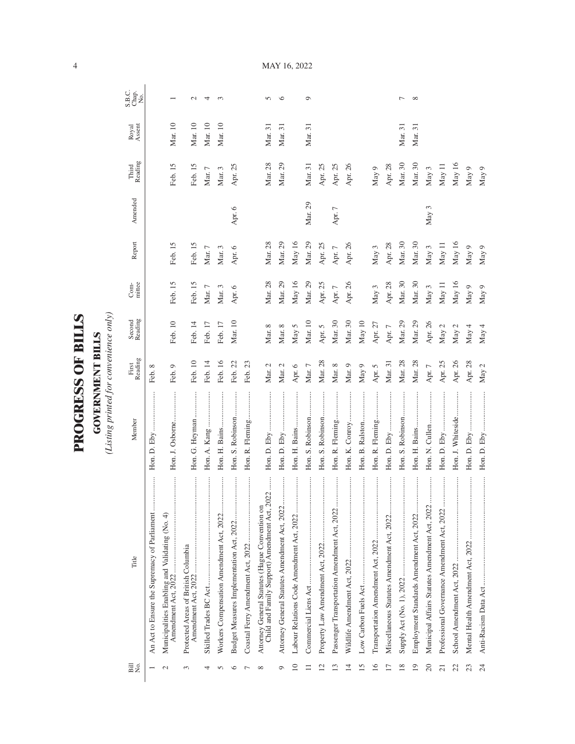# PROGRESS OF BILLS

## GOVERNMENT BILLS

*(Listing printed for convenience only)*

| Bill No. | Title | Member | First Reading | Second Reading | Com-mittee | Report | Amended | Third Reading | Royal Assent | S.B.C. Chap. No. |
|---|---|---|---|---|---|---|---|---|---|---|
| 1 | An Act to Ensure the Supremacy of Parliament | Hon. D. Eby | Feb. 8 | | | | | | | |
| 2 | Municipalities Enabling and Validating (No. 4) Amendment Act, 2022 | Hon. J. Osborne | Feb. 9 | Feb. 10 | Feb. 15 | Feb. 15 | | Feb. 15 | Mar. 10 | 1 |
| 3 | Protected Areas of British Columbia Amendment Act, 2022 | Hon. G. Heyman | Feb. 10 | Feb. 14 | Feb. 15 | Feb. 15 | | Feb. 15 | Mar. 10 | 2 |
| 4 | Skilled Trades BC Act | Hon. A. Kang | Feb. 14 | Feb. 17 | Mar. 7 | Mar. 7 | | Mar. 7 | Mar. 10 | 4 |
| 5 | Workers Compensation Amendment Act, 2022 | Hon. H. Bains | Feb. 16 | Feb. 17 | Mar. 3 | Mar. 3 | | Mar. 3 | Mar. 10 | 3 |
| 6 | Budget Measures Implementation Act, 2022 | Hon. S. Robinson | Feb. 22 | Mar. 10 | Apr. 6 | Apr. 6 | Apr. 6 | Apr. 25 | | |
| 7 | Coastal Ferry Amendment Act, 2022 | Hon. R. Fleming | Feb. 23 | | | | | | | |
| 8 | Attorney General Statutes (Hague Convention on Child and Family Support) Amendment Act, 2022 | Hon. D. Eby | Mar. 2 | Mar. 8 | Mar. 28 | Mar. 28 | | Mar. 28 | Mar. 31 | 5 |
| 9 | Attorney General Statutes Amendment Act, 2022 | Hon. D. Eby | Mar. 2 | Mar. 8 | Mar. 29 | Mar. 29 | | Mar. 29 | Mar. 31 | 6 |
| 10 | Labour Relations Code Amendment Act, 2022 | Hon. H. Bains | Apr. 6 | May 5 | May 16 | May 16 | | | | |
| 11 | Commercial Liens Act | Hon. S. Robinson | Mar. 7 | Mar. 10 | Mar. 29 | Mar. 29 | Mar. 29 | Mar. 31 | Mar. 31 | 9 |
| 12 | Property Law Amendment Act, 2022 | Hon. S. Robinson | Mar. 28 | Apr. 5 | Apr. 25 | Apr. 25 | | Apr. 25 | | |
| 13 | Passenger Transportation Amendment Act, 2022 | Hon. R. Fleming | Mar. 8 | Mar. 30 | Apr. 7 | Apr. 7 | Apr. 7 | Apr. 25 | | |
| 14 | Wildlife Amendment Act, 2022 | Hon. K. Conroy | Mar. 9 | Mar. 30 | Apr. 26 | Apr. 26 | | Apr. 26 | | |
| 15 | Low Carbon Fuels Act | Hon. B. Ralston | May 9 | May 10 | | | | | | |
| 16 | Transportation Amendment Act, 2022 | Hon. R. Fleming | Apr. 5 | Apr. 27 | May 3 | May 3 | | May 9 | | |
| 17 | Miscellaneous Statutes Amendment Act, 2022 | Hon. D. Eby | Mar. 31 | Apr. 7 | Apr. 28 | Apr. 28 | | Apr. 28 | | |
| 18 | Supply Act (No. 1), 2022 | Hon. S. Robinson | Mar. 28 | Mar. 29 | Mar. 30 | Mar. 30 | | Mar. 30 | Mar. 31 | 7 |
| 19 | Employment Standards Amendment Act, 2022 | Hon. H. Bains | Mar. 28 | Mar. 29 | Mar. 30 | Mar. 30 | | Mar. 30 | Mar. 31 | 8 |
| 20 | Municipal Affairs Statutes Amendment Act, 2022 | Hon. N. Cullen | Apr. 7 | Apr. 26 | May 3 | May 3 | May 3 | May 3 | | |
| 21 | Professional Governance Amendment Act, 2022 | Hon. D. Eby | Apr. 25 | May 2 | May 11 | May 11 | | May 11 | | |
| 22 | School Amendment Act, 2022 | Hon. J. Whiteside | Apr. 26 | May 2 | May 16 | May 16 | | May 16 | | |
| 23 | Mental Health Amendment Act, 2022 | Hon. D. Eby | Apr. 28 | May 4 | May 9 | May 9 | | May 9 | | |
| 24 | Anti-Racism Data Act | Hon. D. Eby | May 2 | May 4 | May 9 | May 9 | | May 9 | | |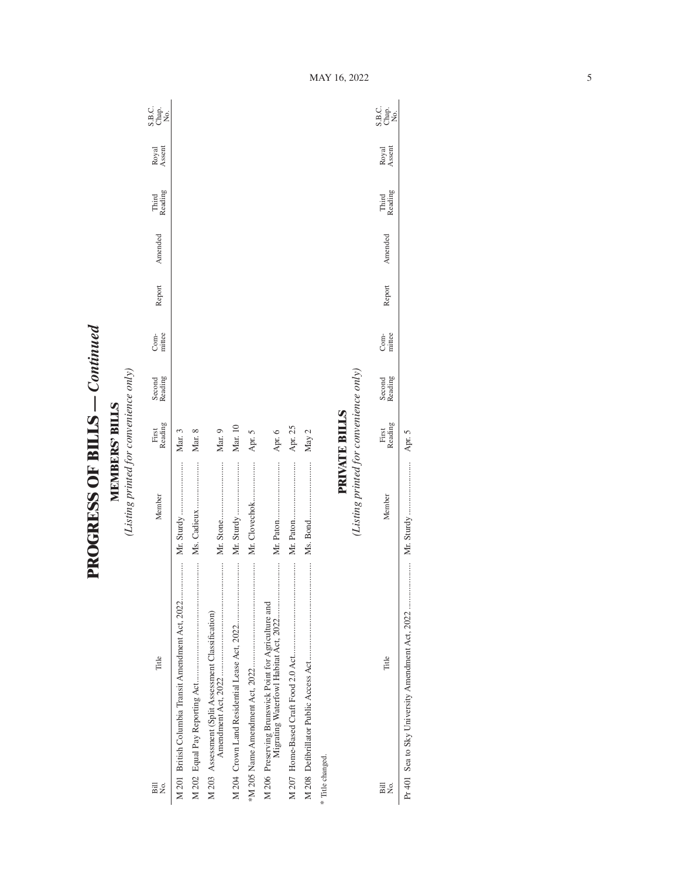# PROGRESS OF BILLS — *Continued*

## MEMBERS' BILLS

*(Listing printed for convenience only)*

| Bill No. | Title | Member | First Reading | Second Reading | Com-mittee | Report | Amended | Third Reading | Royal Assent | S.B.C. Chap. No. |
|---|---|---|---|---|---|---|---|---|---|---|
| M 201 | British Columbia Transit Amendment Act, 2022 | Mr. Sturdy | Mar. 3 | | | | | | | |
| M 202 | Equal Pay Reporting Act | Ms. Cadieux | Mar. 8 | | | | | | | |
| M 203 | Assessment (Split Assessment Classification) Amendment Act, 2022 | Mr. Stone | Mar. 9 | | | | | | | |
| M 204 | Crown Land Residential Lease Act, 2022 | Mr. Sturdy | Mar. 10 | | | | | | | |
| *M 205 | Name Amendment Act, 2022 | Mr. Clovechok | Apr. 5 | | | | | | | |
| M 206 | Preserving Brunswick Point for Agriculture and Migrating Waterfowl Habitat Act, 2022 | Mr. Paton | Apr. 6 | | | | | | | |
| M 207 | Home-Based Craft Food 2.0 Act | Mr. Paton | Apr. 25 | | | | | | | |
| M 208 | Defibrillator Public Access Act | Ms. Bond | May 2 | | | | | | | |

\* Title changed.

## PRIVATE BILLS

*(Listing printed for convenience only)*

| Bill No. | Title | Member | First Reading | Second Reading | Com-mittee | Report | Amended | Third Reading | Royal Assent | S.B.C. Chap. No. |
|---|---|---|---|---|---|---|---|---|---|---|
| Pr 401 | Sea to Sky University Amendment Act, 2022 | Mr. Sturdy | Apr. 5 | | | | | | | |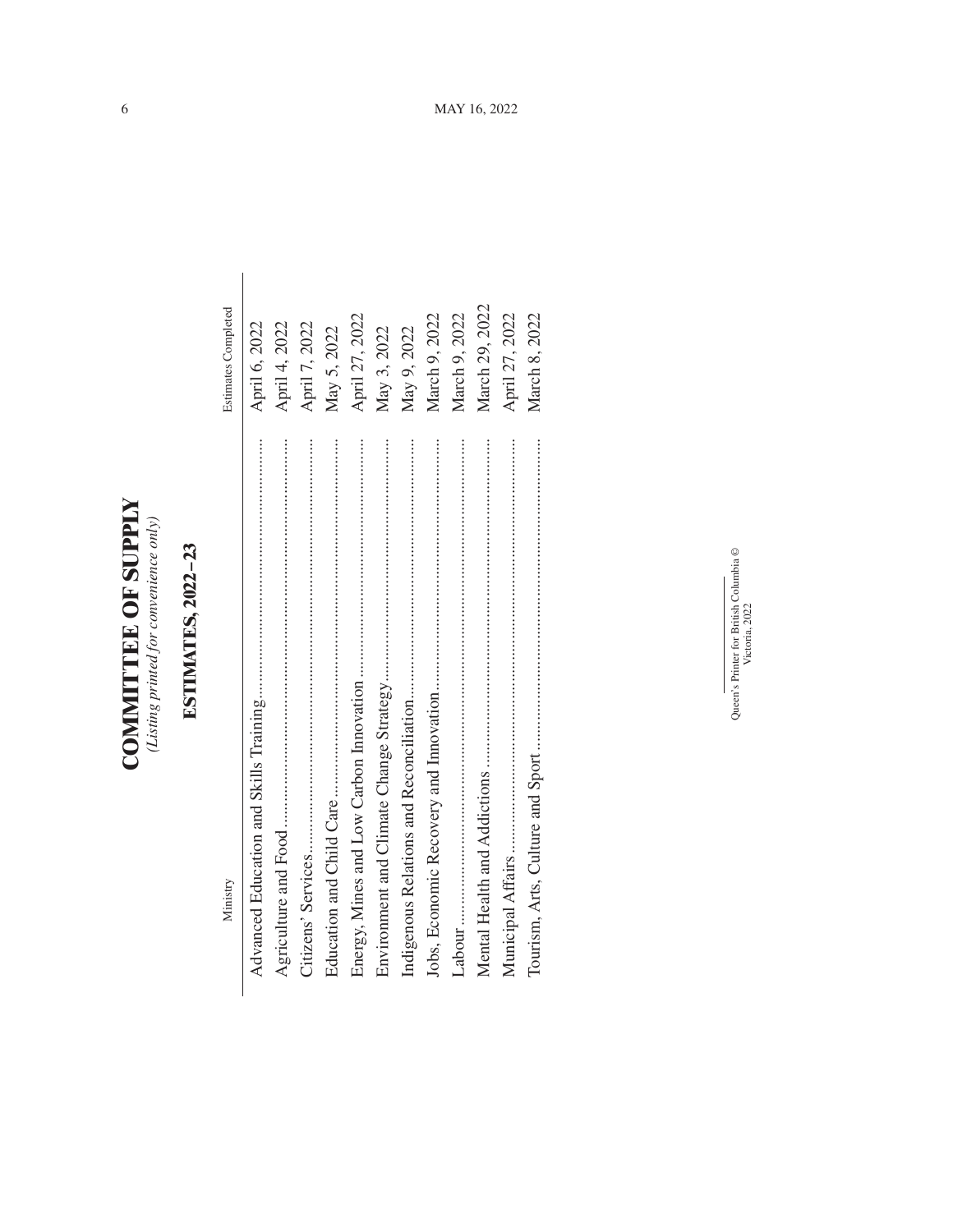# COMMITTEE OF SUPPLY

*(Listing printed for convenience only)*

## ESTIMATES, 2022–23

| Ministry | Estimates Completed |
|---|---|
| Advanced Education and Skills Training | April 6, 2022 |
| Agriculture and Food | April 4, 2022 |
| Citizens' Services | April 7, 2022 |
| Education and Child Care | May 5, 2022 |
| Energy, Mines and Low Carbon Innovation | April 27, 2022 |
| Environment and Climate Change Strategy | May 3, 2022 |
| Indigenous Relations and Reconciliation | May 9, 2022 |
| Jobs, Economic Recovery and Innovation | March 9, 2022 |
| Labour | March 9, 2022 |
| Mental Health and Addictions | March 29, 2022 |
| Municipal Affairs | April 27, 2022 |
| Tourism, Arts, Culture and Sport | March 8, 2022 |

Queen's Printer for British Columbia ©
Victoria, 2022